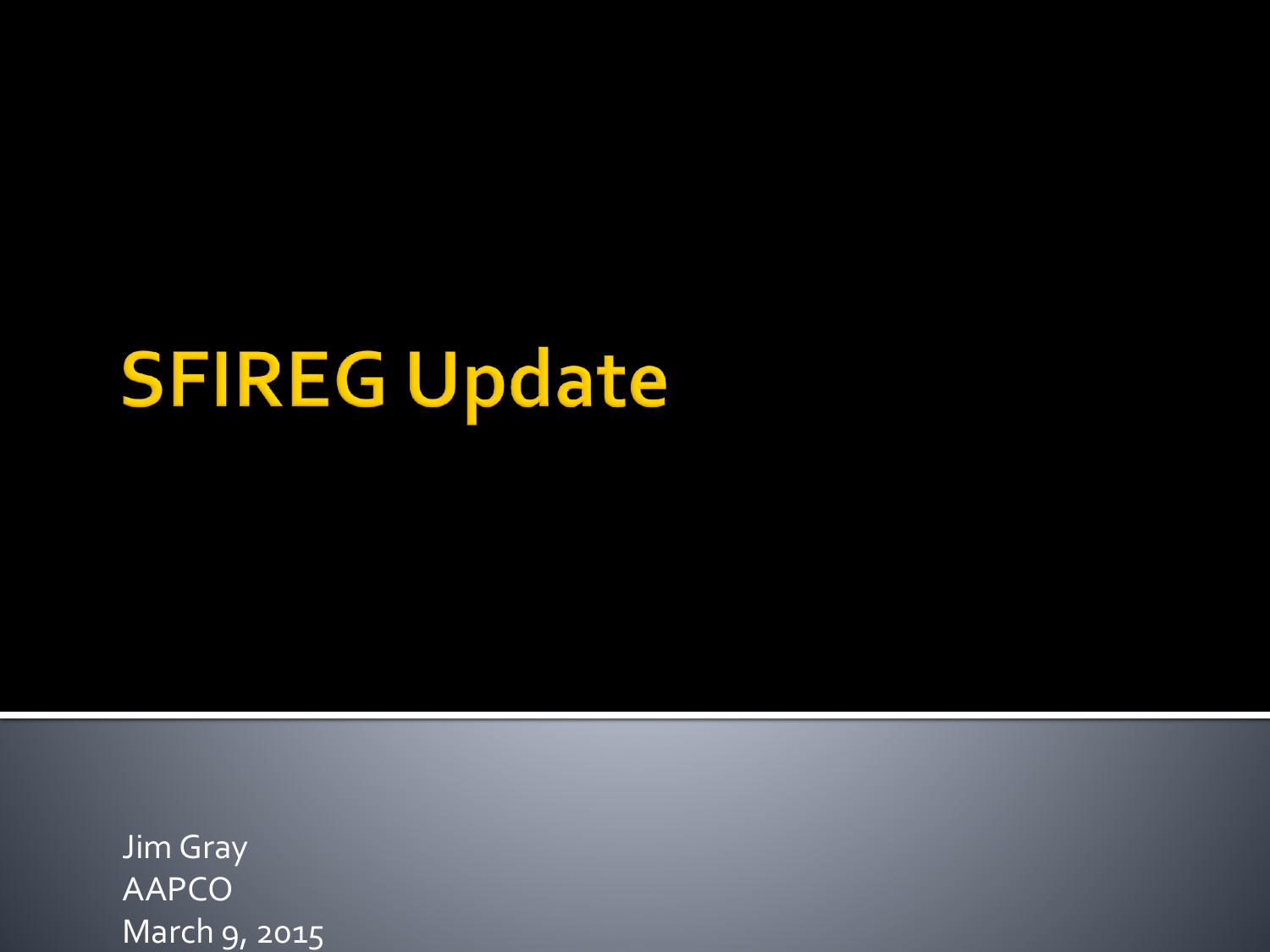# SFIREG Update

Jim Gray
AAPCO
March 9, 2015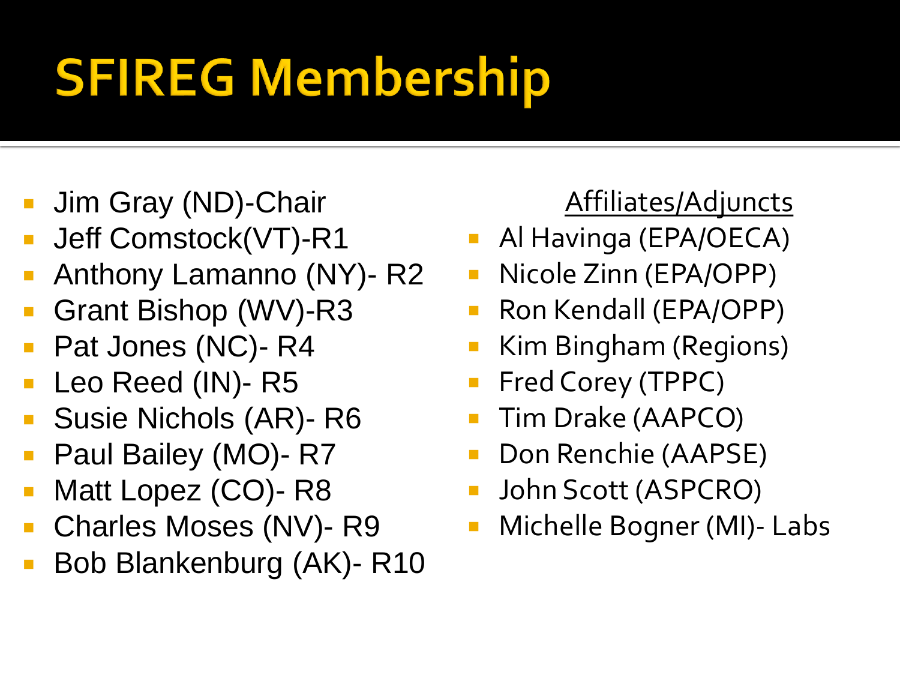# SFIREG Membership

- Jim Gray (ND)-Chair
- Jeff Comstock(VT)-R1
- Anthony Lamanno (NY)- R2
- Grant Bishop (WV)-R3
- Pat Jones (NC)- R4
- Leo Reed (IN)- R5
- Susie Nichols (AR)- R6
- Paul Bailey (MO)- R7
- Matt Lopez (CO)- R8
- Charles Moses (NV)- R9
- Bob Blankenburg (AK)- R10

Affiliates/Adjuncts

- Al Havinga (EPA/OECA)
- Nicole Zinn (EPA/OPP)
- Ron Kendall (EPA/OPP)
- Kim Bingham (Regions)
- Fred Corey (TPPC)
- Tim Drake (AAPCO)
- Don Renchie (AAPSE)
- John Scott (ASPCRO)
- Michelle Bogner (MI)- Labs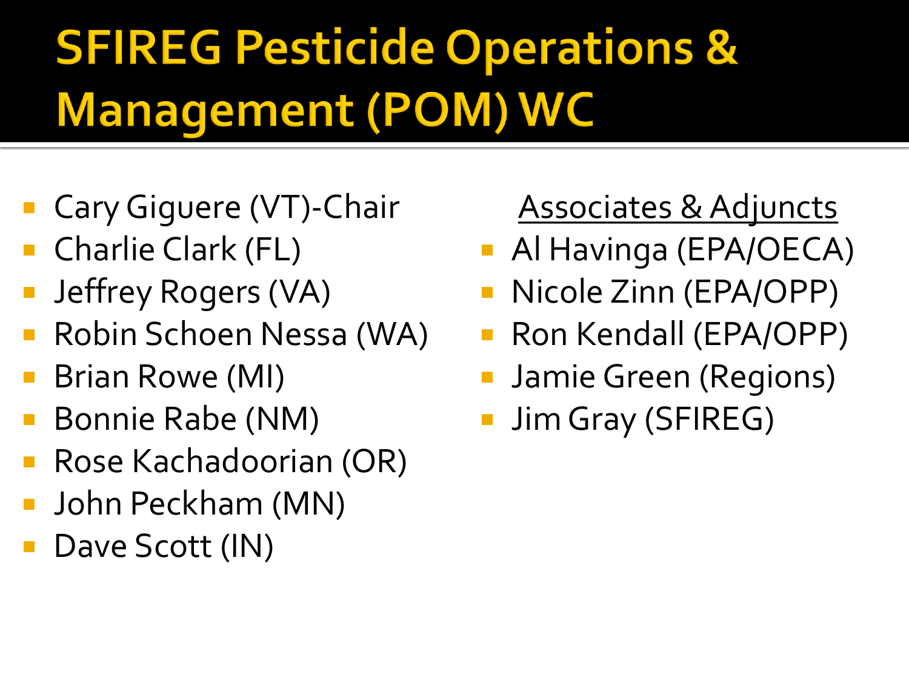# SFIREG Pesticide Operations & Management (POM) WC

- Cary Giguere (VT)-Chair
- Charlie Clark (FL)
- Jeffrey Rogers (VA)
- Robin Schoen Nessa (WA)
- Brian Rowe (MI)
- Bonnie Rabe (NM)
- Rose Kachadoorian (OR)
- John Peckham (MN)
- Dave Scott (IN)

Associates & Adjuncts

- Al Havinga (EPA/OECA)
- Nicole Zinn (EPA/OPP)
- Ron Kendall (EPA/OPP)
- Jamie Green (Regions)
- Jim Gray (SFIREG)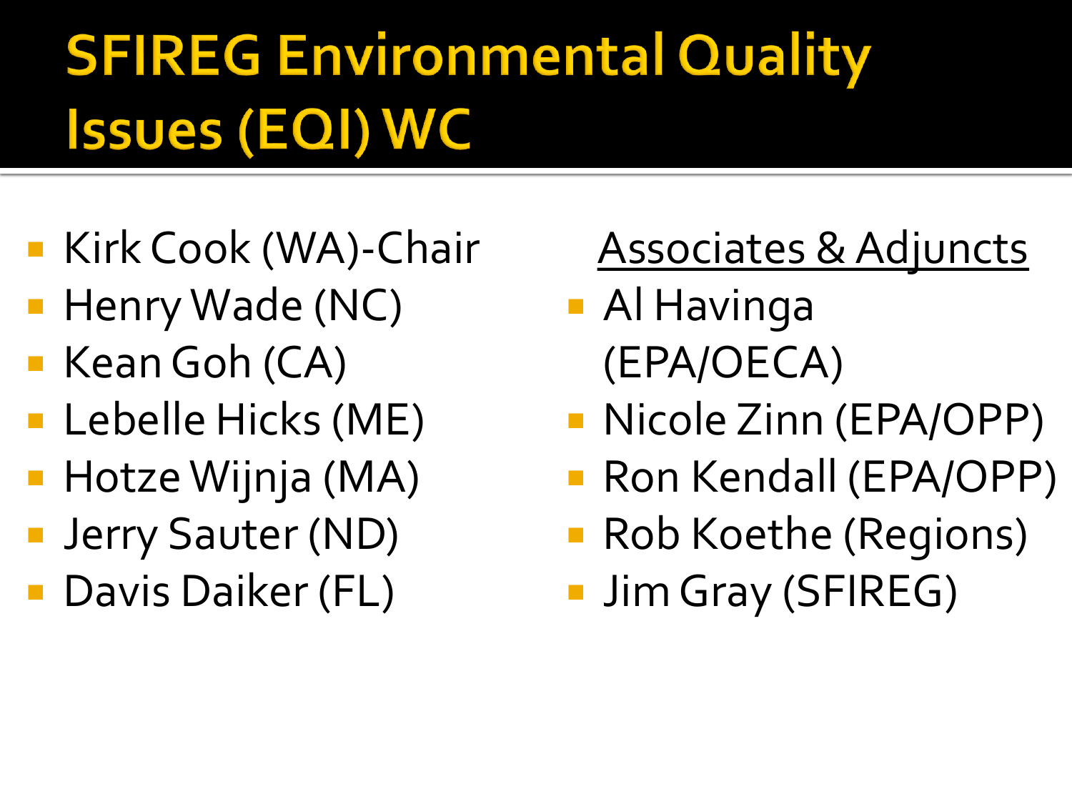# SFIREG Environmental Quality Issues (EQI) WC

- Kirk Cook (WA)-Chair
- Henry Wade (NC)
- Kean Goh (CA)
- Lebelle Hicks (ME)
- Hotze Wijnja (MA)
- Jerry Sauter (ND)
- Davis Daiker (FL)

<u>Associates & Adjuncts</u>

- Al Havinga (EPA/OECA)
- Nicole Zinn (EPA/OPP)
- Ron Kendall (EPA/OPP)
- Rob Koethe (Regions)
- Jim Gray (SFIREG)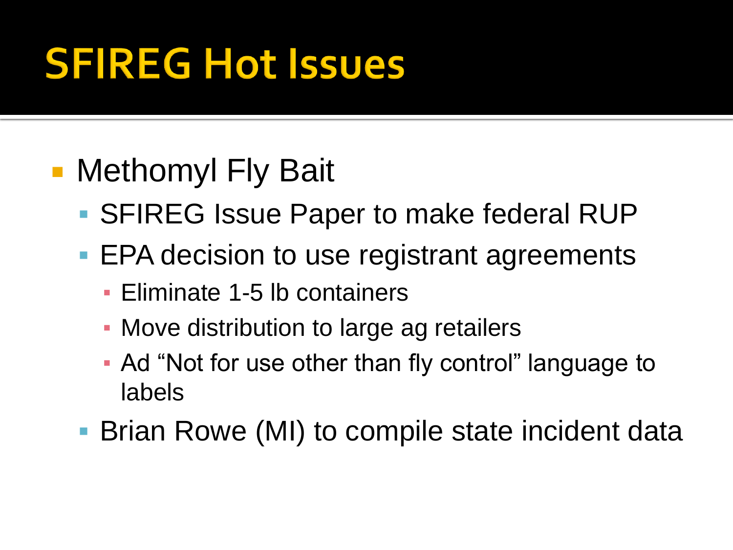# SFIREG Hot Issues

- Methomyl Fly Bait
  - SFIREG Issue Paper to make federal RUP
  - EPA decision to use registrant agreements
    - Eliminate 1-5 lb containers
    - Move distribution to large ag retailers
    - Ad "Not for use other than fly control" language to labels
  - Brian Rowe (MI) to compile state incident data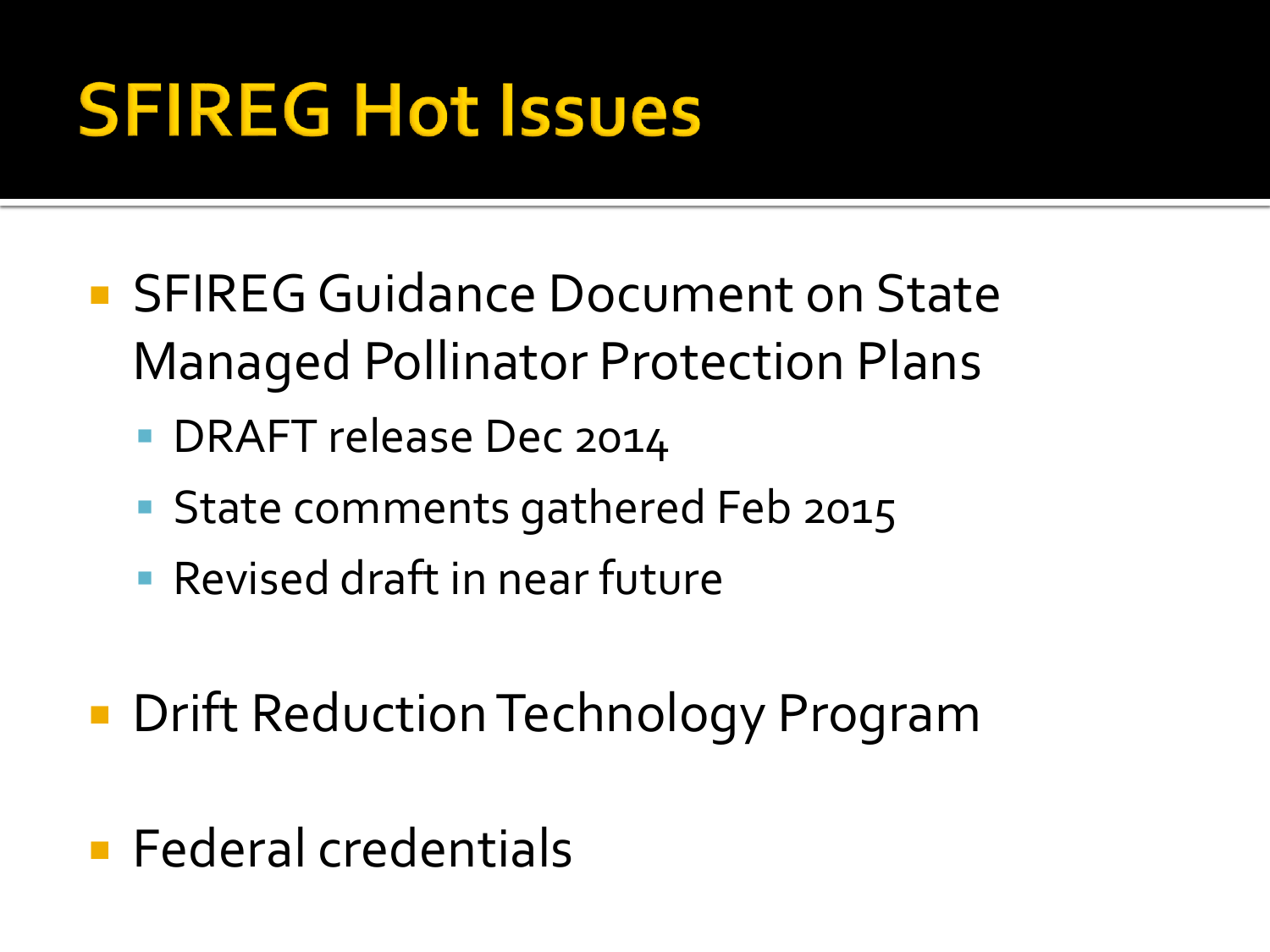# SFIREG Hot Issues

- SFIREG Guidance Document on State Managed Pollinator Protection Plans
  - DRAFT release Dec 2014
  - State comments gathered Feb 2015
  - Revised draft in near future
- Drift Reduction Technology Program
- Federal credentials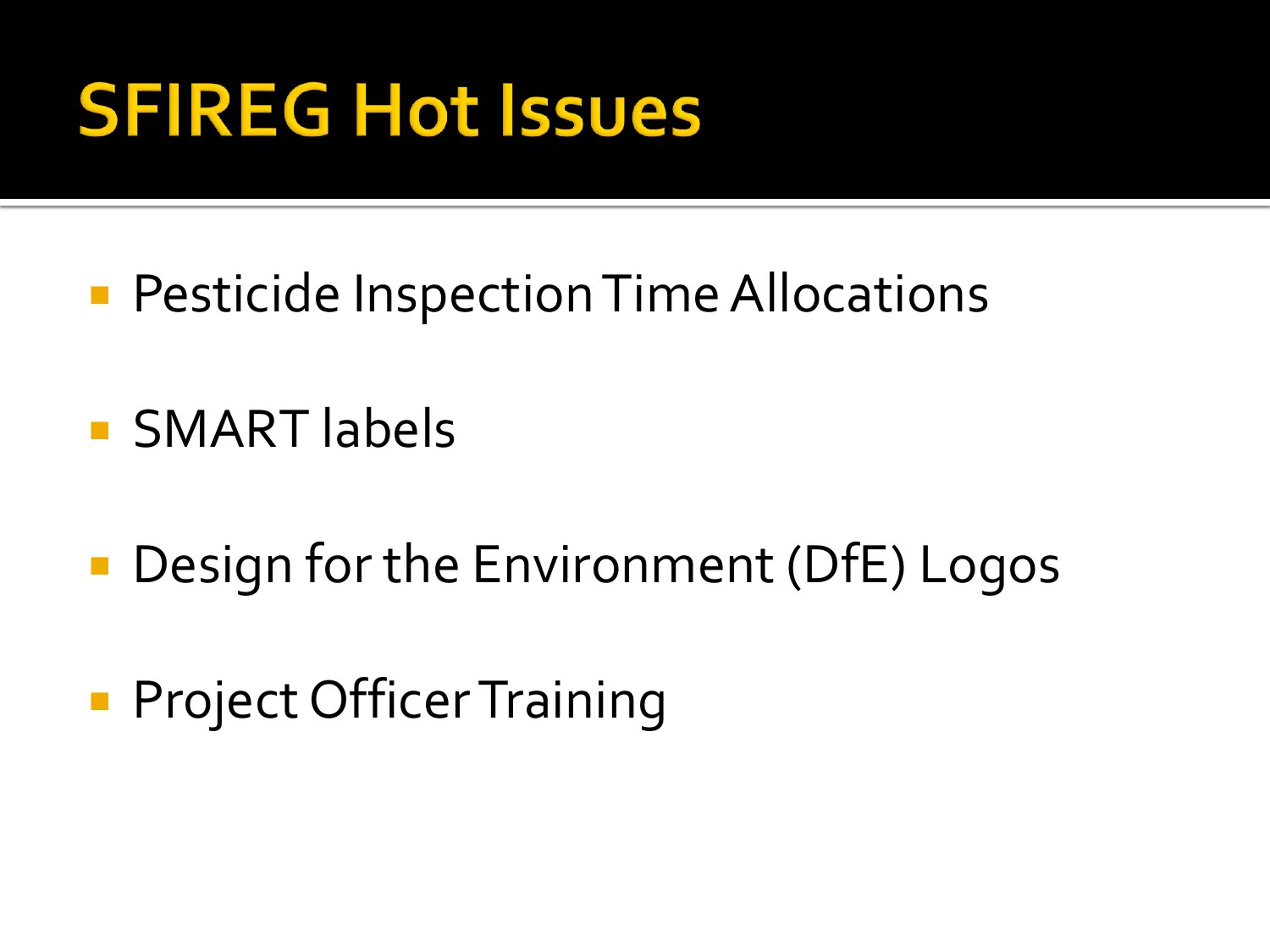# SFIREG Hot Issues

- Pesticide Inspection Time Allocations
- SMART labels
- Design for the Environment (DfE) Logos
- Project Officer Training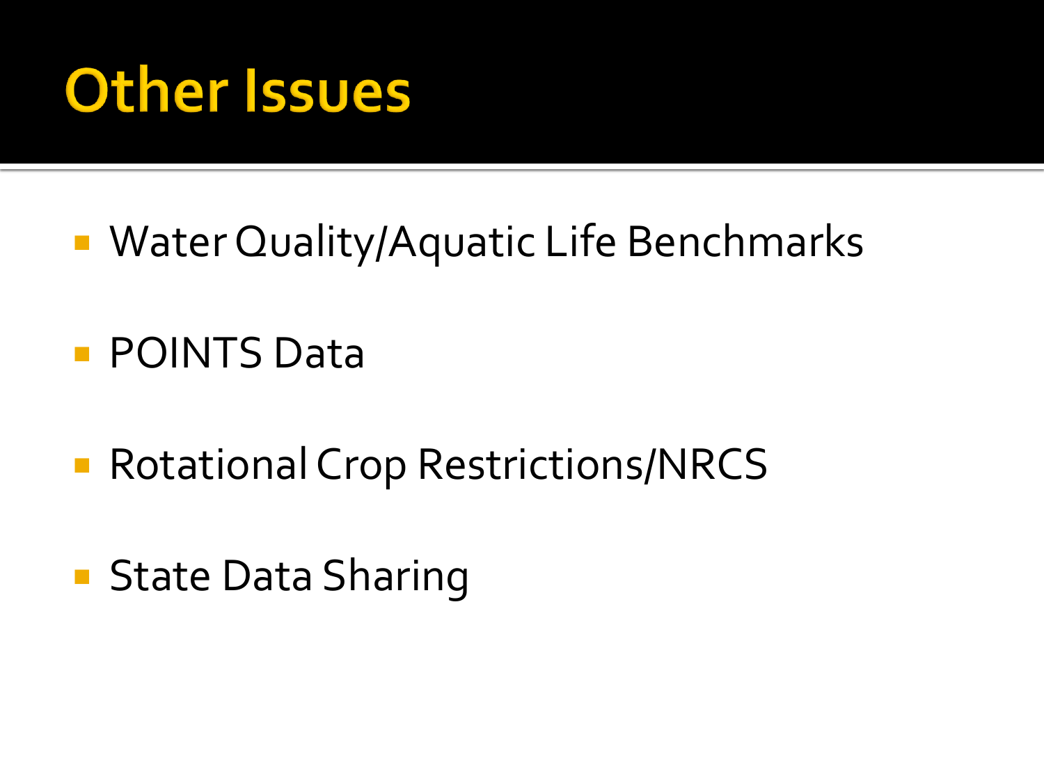# Other Issues

- Water Quality/Aquatic Life Benchmarks
- POINTS Data
- Rotational Crop Restrictions/NRCS
- State Data Sharing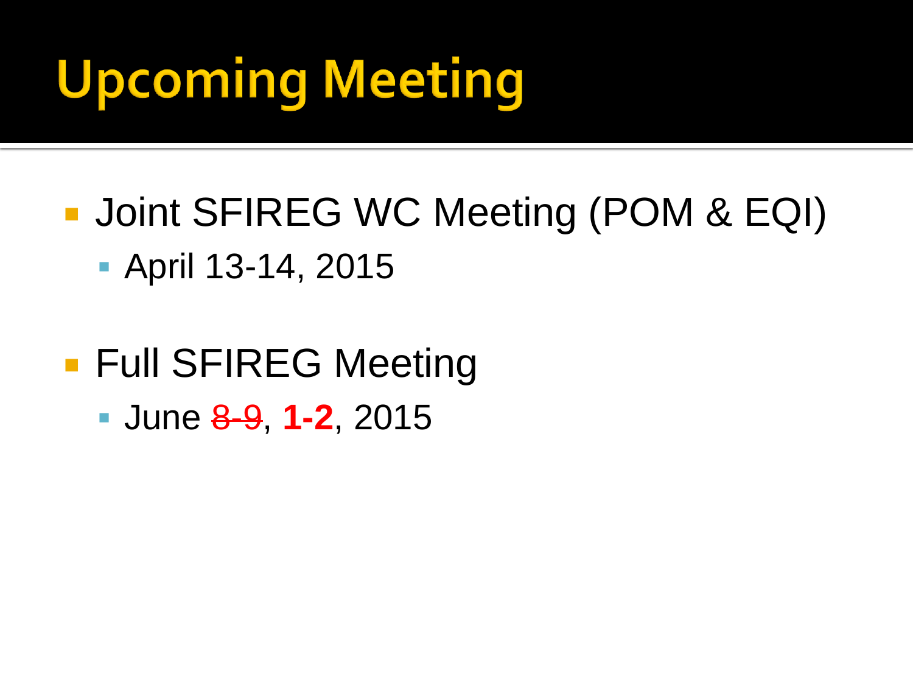# Upcoming Meeting

- Joint SFIREG WC Meeting (POM & EQI)
  - April 13-14, 2015
- Full SFIREG Meeting
  - June ~~8-9~~, **1-2**, 2015